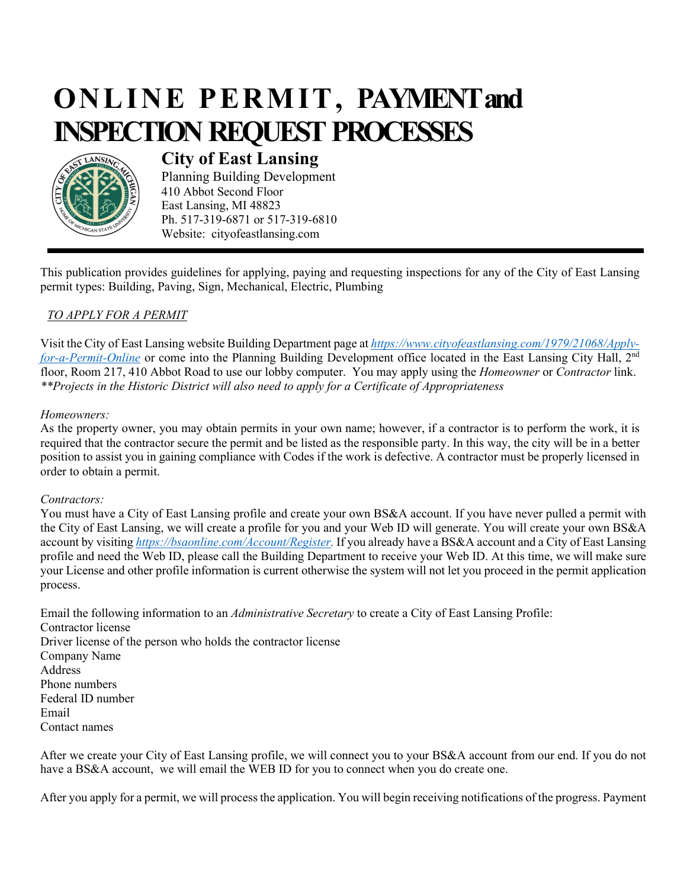# ONLINE PERMIT, PAYMENT and INSPECTION REQUEST PROCESSES

## City of East Lansing

Planning Building Development
410 Abbot Second Floor
East Lansing, MI 48823
Ph. 517-319-6871 or 517-319-6810
Website: cityofeastlansing.com

---

This publication provides guidelines for applying, paying and requesting inspections for any of the City of East Lansing permit types: Building, Paving, Sign, Mechanical, Electric, Plumbing

*TO APPLY FOR A PERMIT*

Visit the City of East Lansing website Building Department page at *https://www.cityofeastlansing.com/1979/21068/Apply-for-a-Permit-Online* or come into the Planning Building Development office located in the East Lansing City Hall, 2nd floor, Room 217, 410 Abbot Road to use our lobby computer. You may apply using the *Homeowner* or *Contractor* link. *\*\*Projects in the Historic District will also need to apply for a Certificate of Appropriateness*

*Homeowners:*
As the property owner, you may obtain permits in your own name; however, if a contractor is to perform the work, it is required that the contractor secure the permit and be listed as the responsible party. In this way, the city will be in a better position to assist you in gaining compliance with Codes if the work is defective. A contractor must be properly licensed in order to obtain a permit.

*Contractors:*
You must have a City of East Lansing profile and create your own BS&A account. If you have never pulled a permit with the City of East Lansing, we will create a profile for you and your Web ID will generate. You will create your own BS&A account by visiting *https://bsaonline.com/Account/Register.* If you already have a BS&A account and a City of East Lansing profile and need the Web ID, please call the Building Department to receive your Web ID. At this time, we will make sure your License and other profile information is current otherwise the system will not let you proceed in the permit application process.

Email the following information to an *Administrative Secretary* to create a City of East Lansing Profile:
Contractor license
Driver license of the person who holds the contractor license
Company Name
Address
Phone numbers
Federal ID number
Email
Contact names

After we create your City of East Lansing profile, we will connect you to your BS&A account from our end. If you do not have a BS&A account, we will email the WEB ID for you to connect when you do create one.

After you apply for a permit, we will process the application. You will begin receiving notifications of the progress. Payment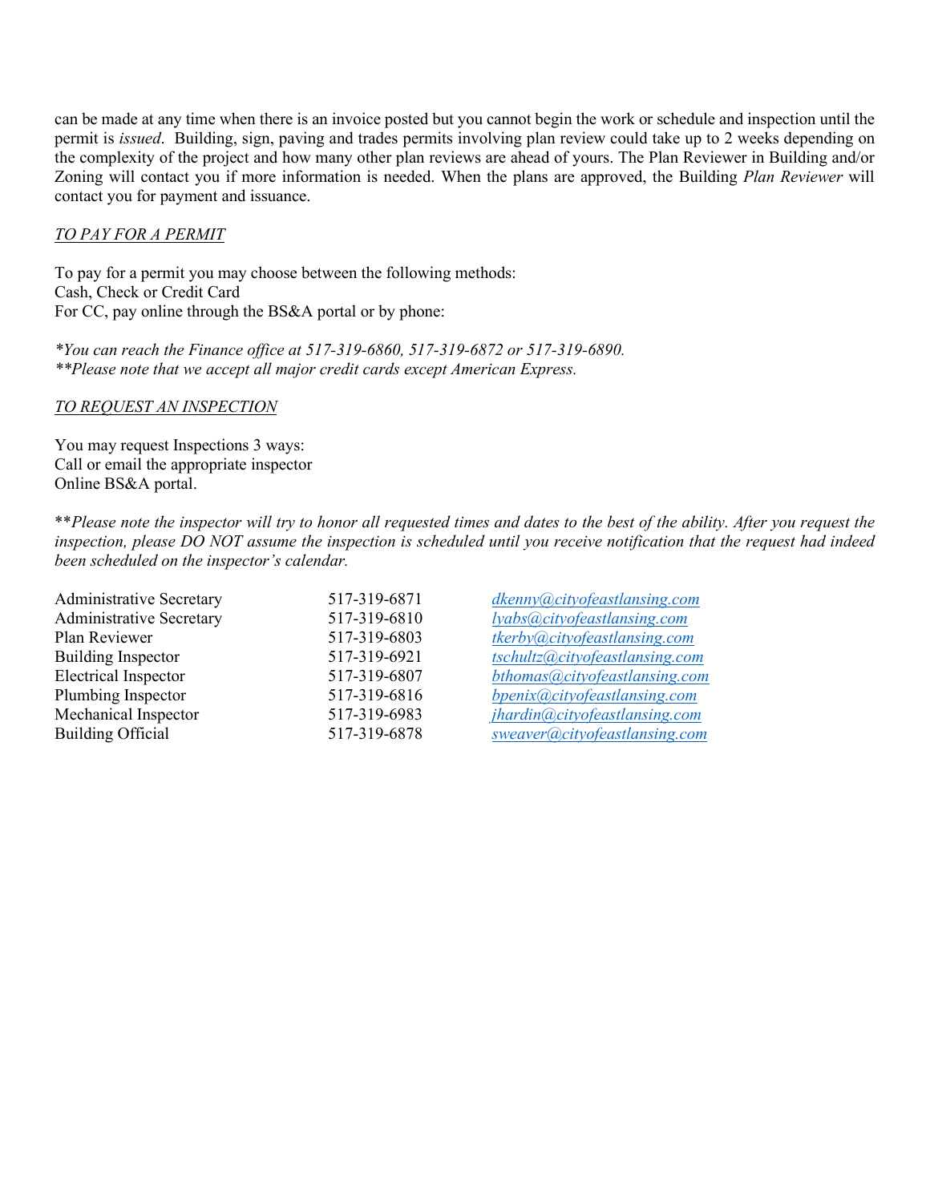can be made at any time when there is an invoice posted but you cannot begin the work or schedule and inspection until the permit is *issued*. Building, sign, paving and trades permits involving plan review could take up to 2 weeks depending on the complexity of the project and how many other plan reviews are ahead of yours. The Plan Reviewer in Building and/or Zoning will contact you if more information is needed. When the plans are approved, the Building *Plan Reviewer* will contact you for payment and issuance.

*TO PAY FOR A PERMIT*

To pay for a permit you may choose between the following methods:
Cash, Check or Credit Card
For CC, pay online through the BS&A portal or by phone:

**You can reach the Finance office at 517-319-6860, 517-319-6872 or 517-319-6890.*
***Please note that we accept all major credit cards except American Express.*

*TO REQUEST AN INSPECTION*

You may request Inspections 3 ways:
Call or email the appropriate inspector
Online BS&A portal.

***Please note the inspector will try to honor all requested times and dates to the best of the ability. After you request the inspection, please DO NOT assume the inspection is scheduled until you receive notification that the request had indeed been scheduled on the inspector's calendar.*

| | | |
|---|---|---|
| Administrative Secretary | 517-319-6871 | dkenny@cityofeastlansing.com |
| Administrative Secretary | 517-319-6810 | lyabs@cityofeastlansing.com |
| Plan Reviewer | 517-319-6803 | tkerby@cityofeastlansing.com |
| Building Inspector | 517-319-6921 | tschultz@cityofeastlansing.com |
| Electrical Inspector | 517-319-6807 | bthomas@cityofeastlansing.com |
| Plumbing Inspector | 517-319-6816 | bpenix@cityofeastlansing.com |
| Mechanical Inspector | 517-319-6983 | jhardin@cityofeastlansing.com |
| Building Official | 517-319-6878 | sweaver@cityofeastlansing.com |